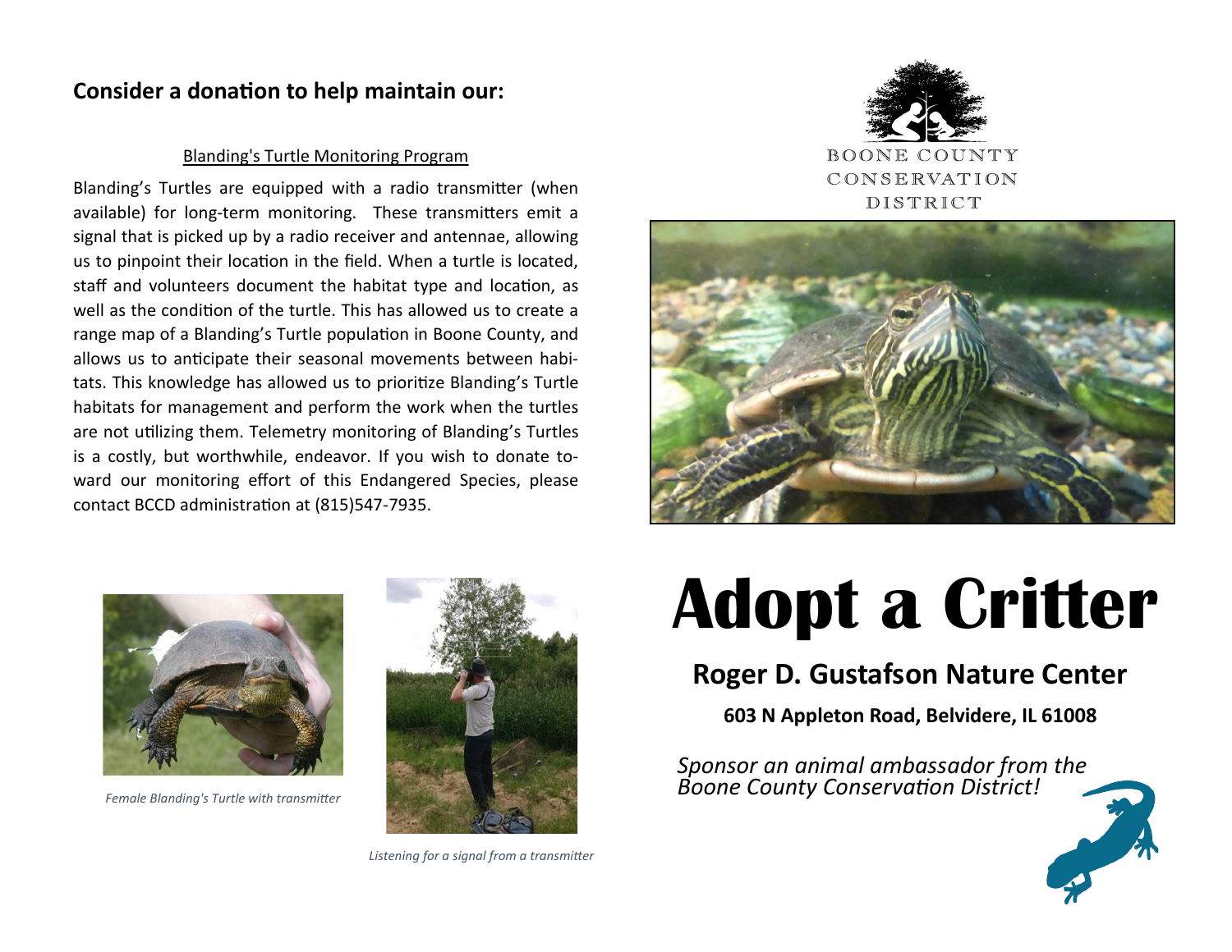## Consider a donation to help maintain our:

Blanding's Turtle Monitoring Program

Blanding's Turtles are equipped with a radio transmitter (when available) for long-term monitoring. These transmitters emit a signal that is picked up by a radio receiver and antennae, allowing us to pinpoint their location in the field. When a turtle is located, staff and volunteers document the habitat type and location, as well as the condition of the turtle. This has allowed us to create a range map of a Blanding's Turtle population in Boone County, and allows us to anticipate their seasonal movements between habitats. This knowledge has allowed us to prioritize Blanding's Turtle habitats for management and perform the work when the turtles are not utilizing them. Telemetry monitoring of Blanding's Turtles is a costly, but worthwhile, endeavor. If you wish to donate toward our monitoring effort of this Endangered Species, please contact BCCD administration at (815)547-7935.

*Female Blanding's Turtle with transmitter*

*Listening for a signal from a transmitter*

BOONE COUNTY CONSERVATION DISTRICT

# Adopt a Critter

## Roger D. Gustafson Nature Center

**603 N Appleton Road, Belvidere, IL 61008**

*Sponsor an animal ambassador from the Boone County Conservation District!*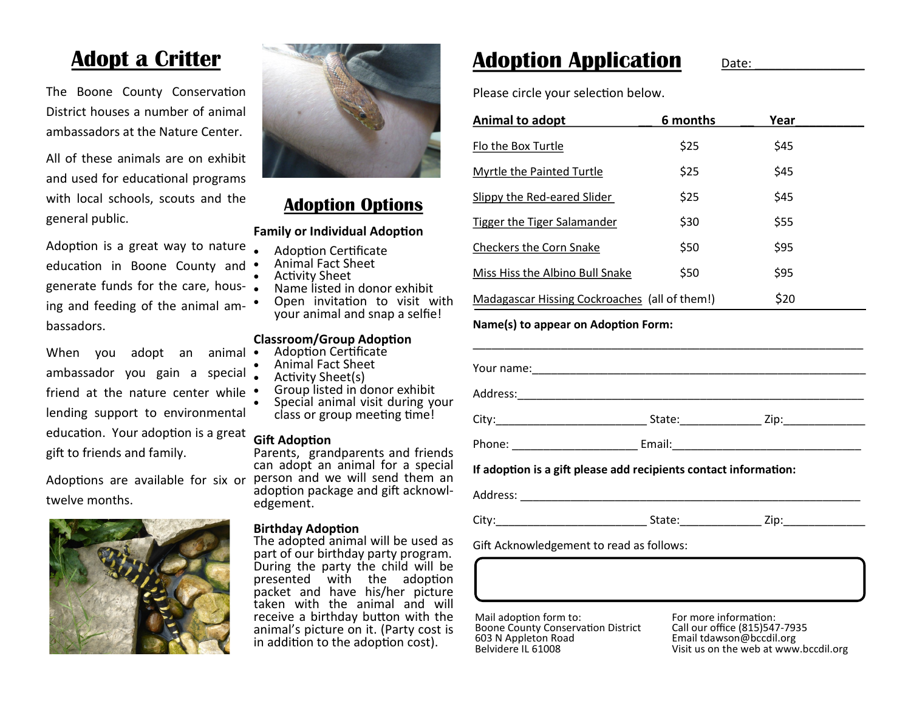# Adopt a Critter

The Boone County Conservation District houses a number of animal ambassadors at the Nature Center.

All of these animals are on exhibit and used for educational programs with local schools, scouts and the general public.

Adoption is a great way to nature education in Boone County and generate funds for the care, housing and feeding of the animal ambassadors.

When you adopt an animal ambassador you gain a special friend at the nature center while lending support to environmental education. Your adoption is a great gift to friends and family.

Adoptions are available for six or twelve months.

## Adoption Options

**Family or Individual Adoption**

- Adoption Certificate
- Animal Fact Sheet
- Activity Sheet
- Name listed in donor exhibit
- Open invitation to visit with your animal and snap a selfie!

**Classroom/Group Adoption**

- Adoption Certificate
- Animal Fact Sheet
- Activity Sheet(s)
- Group listed in donor exhibit
- Special animal visit during your class or group meeting time!

**Gift Adoption**

Parents, grandparents and friends can adopt an animal for a special person and we will send them an adoption package and gift acknowledgement.

**Birthday Adoption**

The adopted animal will be used as part of our birthday party program. During the party the child will be presented with the adoption packet and have his/her picture taken with the animal and will receive a birthday button with the animal's picture on it. (Party cost is in addition to the adoption cost).

# Adoption Application

Date: ________________

Please circle your selection below.

| Animal to adopt | 6 months | Year |
|---|---|---|
| Flo the Box Turtle | $25 | $45 |
| Myrtle the Painted Turtle | $25 | $45 |
| Slippy the Red-eared Slider | $25 | $45 |
| Tigger the Tiger Salamander | $30 | $55 |
| Checkers the Corn Snake | $50 | $95 |
| Miss Hiss the Albino Bull Snake | $50 | $95 |
| Madagascar Hissing Cockroaches (all of them!) | | $20 |

**Name(s) to appear on Adoption Form:**

______________________________________________________________

Your name:____________________________________________________

Address:______________________________________________________

City:________________________ State:_____________ Zip:_____________

Phone: ____________________ Email:______________________________

**If adoption is a gift please add recipients contact information:**

Address: _____________________________________________________

City:________________________ State:_____________ Zip:_____________

Gift Acknowledgement to read as follows:

Mail adoption form to:
Boone County Conservation District
603 N Appleton Road
Belvidere IL 61008

For more information:
Call our office (815)547-7935
Email tdawson@bccdil.org
Visit us on the web at www.bccdil.org